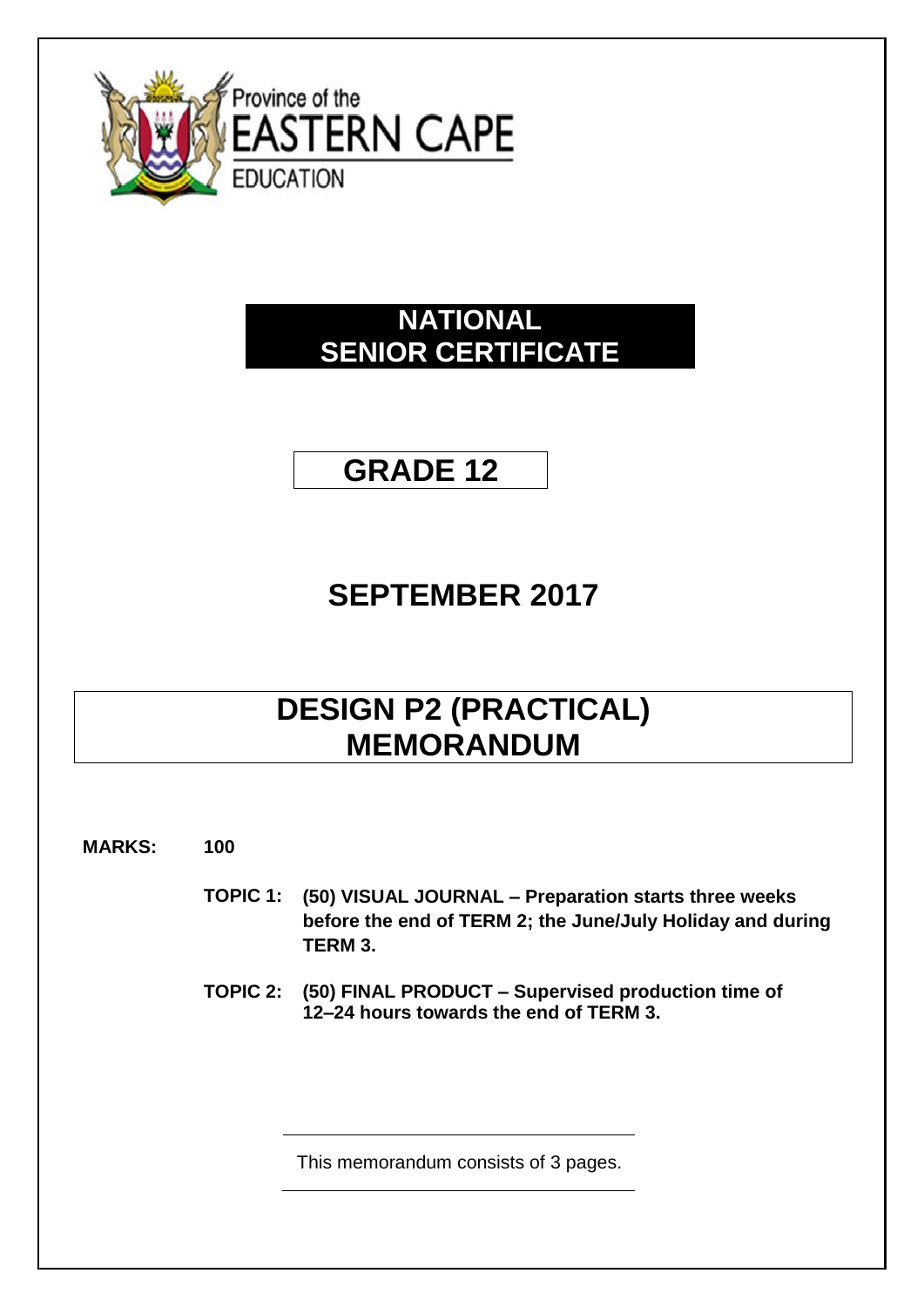Province of the
EASTERN CAPE
EDUCATION

# NATIONAL SENIOR CERTIFICATE

# GRADE 12

# SEPTEMBER 2017

# DESIGN P2 (PRACTICAL) MEMORANDUM

**MARKS: 100**

**TOPIC 1: (50) VISUAL JOURNAL – Preparation starts three weeks before the end of TERM 2; the June/July Holiday and during TERM 3.**

**TOPIC 2: (50) FINAL PRODUCT – Supervised production time of 12–24 hours towards the end of TERM 3.**

This memorandum consists of 3 pages.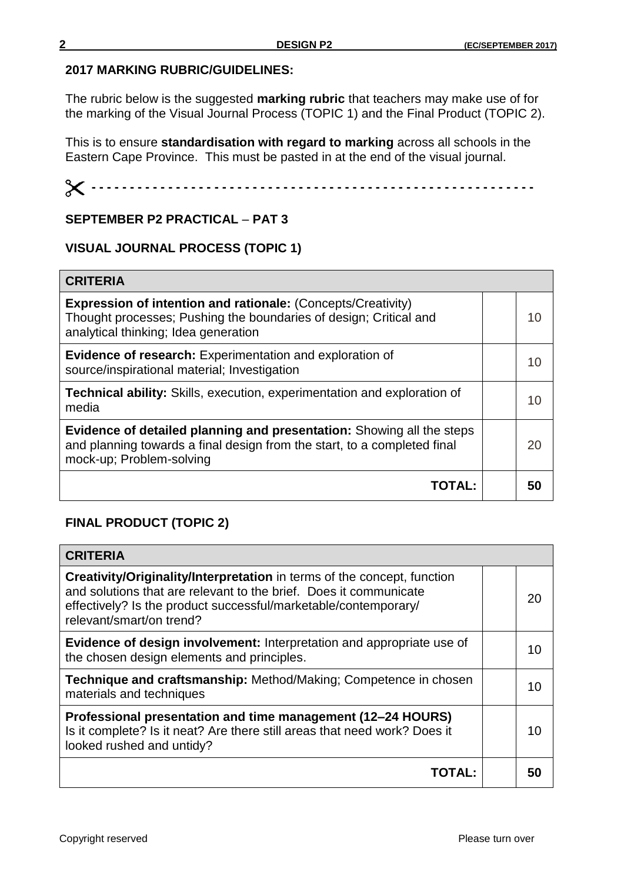## 2017 MARKING RUBRIC/GUIDELINES:

The rubric below is the suggested **marking rubric** that teachers may make use of for the marking of the Visual Journal Process (TOPIC 1) and the Final Product (TOPIC 2).

This is to ensure **standardisation with regard to marking** across all schools in the Eastern Cape Province. This must be pasted in at the end of the visual journal.

✂ - - - - - - - - - - - - - - - - - - - - - - - - - - - - - - - - - - - - - - - - - - - - - - - - - - - -

### SEPTEMBER P2 PRACTICAL – PAT 3

### VISUAL JOURNAL PROCESS (TOPIC 1)

| CRITERIA | | |
|---|---|---|
| **Expression of intention and rationale:** (Concepts/Creativity) Thought processes; Pushing the boundaries of design; Critical and analytical thinking; Idea generation | | 10 |
| **Evidence of research:** Experimentation and exploration of source/inspirational material; Investigation | | 10 |
| **Technical ability:** Skills, execution, experimentation and exploration of media | | 10 |
| **Evidence of detailed planning and presentation:** Showing all the steps and planning towards a final design from the start, to a completed final mock-up; Problem-solving | | 20 |
| **TOTAL:** | | **50** |

### FINAL PRODUCT (TOPIC 2)

| CRITERIA | | |
|---|---|---|
| **Creativity/Originality/Interpretation** in terms of the concept, function and solutions that are relevant to the brief. Does it communicate effectively? Is the product successful/marketable/contemporary/ relevant/smart/on trend? | | 20 |
| **Evidence of design involvement:** Interpretation and appropriate use of the chosen design elements and principles. | | 10 |
| **Technique and craftsmanship:** Method/Making; Competence in chosen materials and techniques | | 10 |
| **Professional presentation and time management (12–24 HOURS)** Is it complete? Is it neat? Are there still areas that need work? Does it looked rushed and untidy? | | 10 |
| **TOTAL:** | | **50** |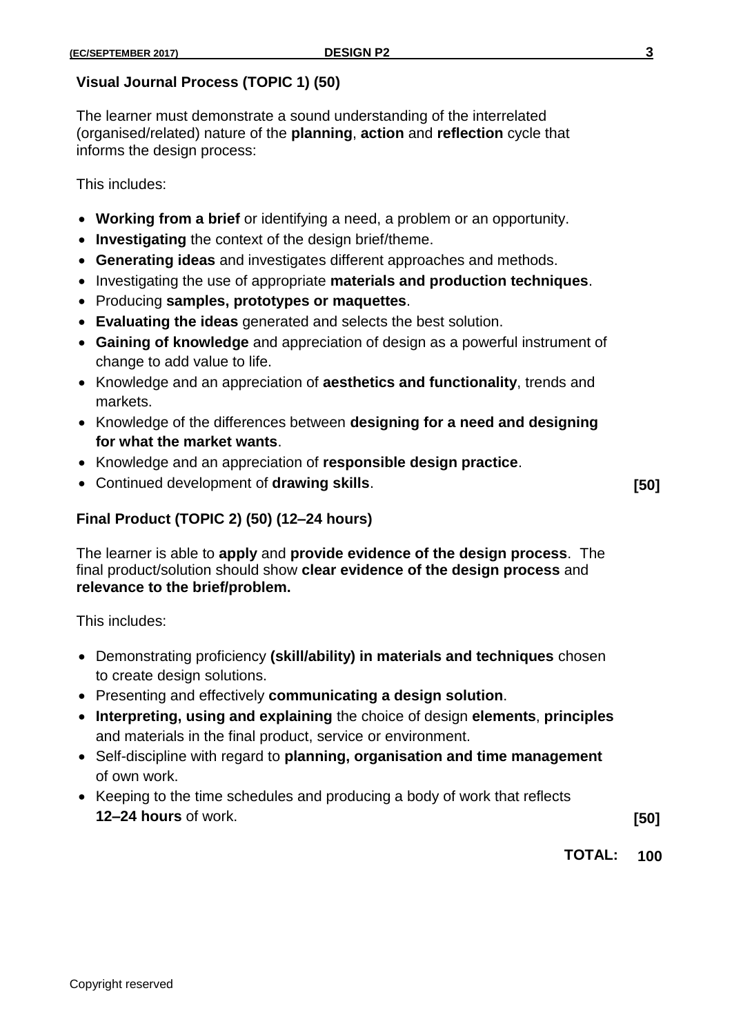**Visual Journal Process (TOPIC 1) (50)**

The learner must demonstrate a sound understanding of the interrelated (organised/related) nature of the **planning**, **action** and **reflection** cycle that informs the design process:

This includes:

- **Working from a brief** or identifying a need, a problem or an opportunity.
- **Investigating** the context of the design brief/theme.
- **Generating ideas** and investigates different approaches and methods.
- Investigating the use of appropriate **materials and production techniques**.
- Producing **samples, prototypes or maquettes**.
- **Evaluating the ideas** generated and selects the best solution.
- **Gaining of knowledge** and appreciation of design as a powerful instrument of change to add value to life.
- Knowledge and an appreciation of **aesthetics and functionality**, trends and markets.
- Knowledge of the differences between **designing for a need and designing for what the market wants**.
- Knowledge and an appreciation of **responsible design practice**.
- Continued development of **drawing skills**. **[50]**

**Final Product (TOPIC 2) (50) (12–24 hours)**

The learner is able to **apply** and **provide evidence of the design process**. The final product/solution should show **clear evidence of the design process** and **relevance to the brief/problem.**

This includes:

- Demonstrating proficiency **(skill/ability) in materials and techniques** chosen to create design solutions.
- Presenting and effectively **communicating a design solution**.
- **Interpreting, using and explaining** the choice of design **elements**, **principles** and materials in the final product, service or environment.
- Self-discipline with regard to **planning, organisation and time management** of own work.
- Keeping to the time schedules and producing a body of work that reflects **12–24 hours** of work. **[50]**

**TOTAL: 100**

Copyright reserved